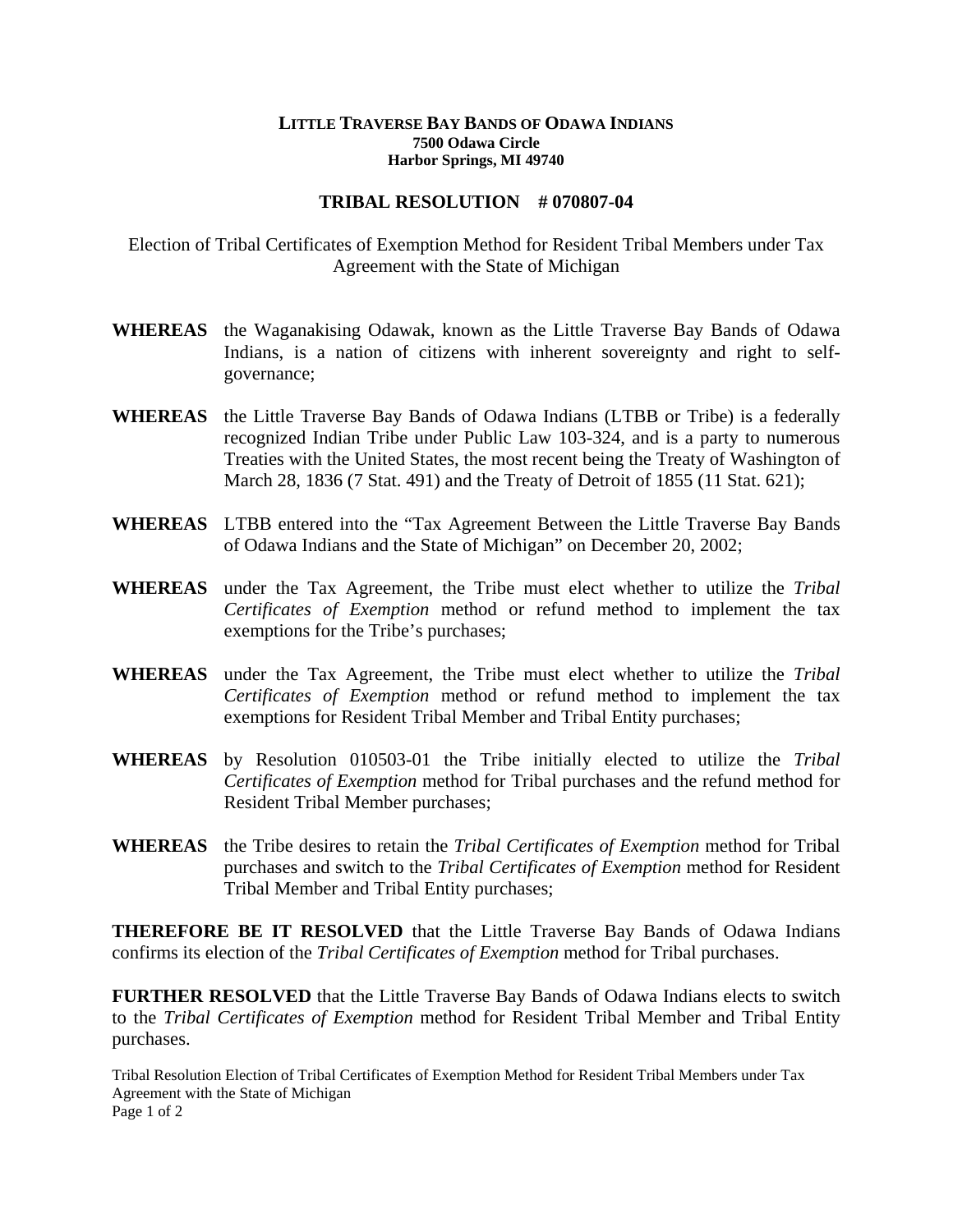**LITTLE TRAVERSE BAY BANDS OF ODAWA INDIANS**
**7500 Odawa Circle**
**Harbor Springs, MI 49740**

# TRIBAL RESOLUTION # 070807-04

Election of Tribal Certificates of Exemption Method for Resident Tribal Members under Tax Agreement with the State of Michigan

**WHEREAS** the Waganakising Odawak, known as the Little Traverse Bay Bands of Odawa Indians, is a nation of citizens with inherent sovereignty and right to self-governance;

**WHEREAS** the Little Traverse Bay Bands of Odawa Indians (LTBB or Tribe) is a federally recognized Indian Tribe under Public Law 103-324, and is a party to numerous Treaties with the United States, the most recent being the Treaty of Washington of March 28, 1836 (7 Stat. 491) and the Treaty of Detroit of 1855 (11 Stat. 621);

**WHEREAS** LTBB entered into the "Tax Agreement Between the Little Traverse Bay Bands of Odawa Indians and the State of Michigan" on December 20, 2002;

**WHEREAS** under the Tax Agreement, the Tribe must elect whether to utilize the *Tribal Certificates of Exemption* method or refund method to implement the tax exemptions for the Tribe's purchases;

**WHEREAS** under the Tax Agreement, the Tribe must elect whether to utilize the *Tribal Certificates of Exemption* method or refund method to implement the tax exemptions for Resident Tribal Member and Tribal Entity purchases;

**WHEREAS** by Resolution 010503-01 the Tribe initially elected to utilize the *Tribal Certificates of Exemption* method for Tribal purchases and the refund method for Resident Tribal Member purchases;

**WHEREAS** the Tribe desires to retain the *Tribal Certificates of Exemption* method for Tribal purchases and switch to the *Tribal Certificates of Exemption* method for Resident Tribal Member and Tribal Entity purchases;

**THEREFORE BE IT RESOLVED** that the Little Traverse Bay Bands of Odawa Indians confirms its election of the *Tribal Certificates of Exemption* method for Tribal purchases.

**FURTHER RESOLVED** that the Little Traverse Bay Bands of Odawa Indians elects to switch to the *Tribal Certificates of Exemption* method for Resident Tribal Member and Tribal Entity purchases.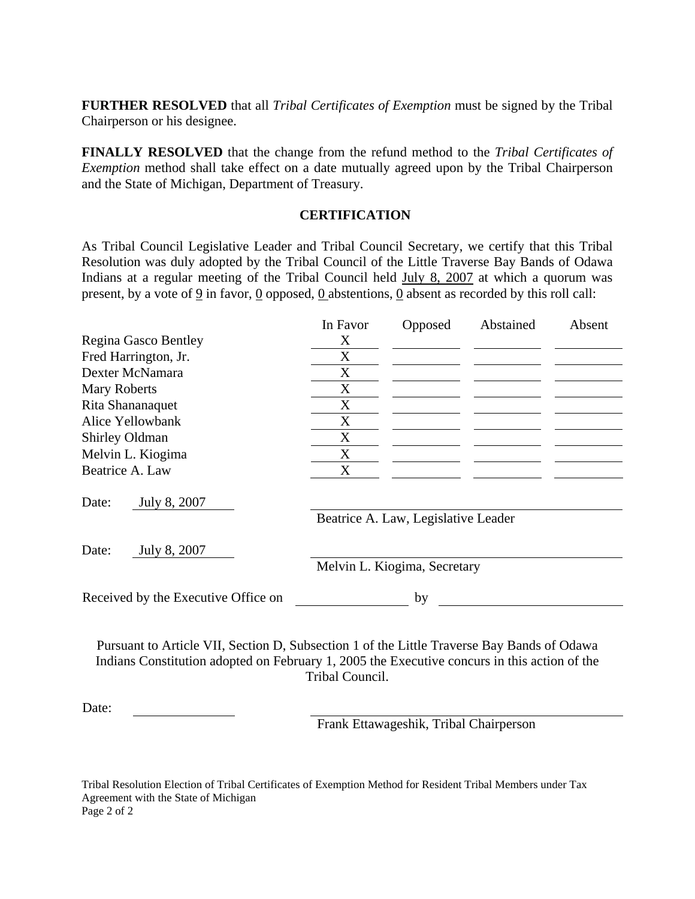**FURTHER RESOLVED** that all *Tribal Certificates of Exemption* must be signed by the Tribal Chairperson or his designee.

**FINALLY RESOLVED** that the change from the refund method to the *Tribal Certificates of Exemption* method shall take effect on a date mutually agreed upon by the Tribal Chairperson and the State of Michigan, Department of Treasury.

## CERTIFICATION

As Tribal Council Legislative Leader and Tribal Council Secretary, we certify that this Tribal Resolution was duly adopted by the Tribal Council of the Little Traverse Bay Bands of Odawa Indians at a regular meeting of the Tribal Council held July 8, 2007 at which a quorum was present, by a vote of 9 in favor, 0 opposed, 0 abstentions, 0 absent as recorded by this roll call:

| | In Favor | Opposed | Abstained | Absent |
|---|---|---|---|---|
| Regina Gasco Bentley | X | | | |
| Fred Harrington, Jr. | X | | | |
| Dexter McNamara | X | | | |
| Mary Roberts | X | | | |
| Rita Shananaquet | X | | | |
| Alice Yellowbank | X | | | |
| Shirley Oldman | X | | | |
| Melvin L. Kiogima | X | | | |
| Beatrice A. Law | X | | | |

Date: July 8, 2007 ____________________

Beatrice A. Law, Legislative Leader

Date: July 8, 2007 ____________________

Melvin L. Kiogima, Secretary

Received by the Executive Office on ____________ by ____________________

Pursuant to Article VII, Section D, Subsection 1 of the Little Traverse Bay Bands of Odawa Indians Constitution adopted on February 1, 2005 the Executive concurs in this action of the Tribal Council.

Date: ____________ ____________________

Frank Ettawageshik, Tribal Chairperson

Tribal Resolution Election of Tribal Certificates of Exemption Method for Resident Tribal Members under Tax Agreement with the State of Michigan